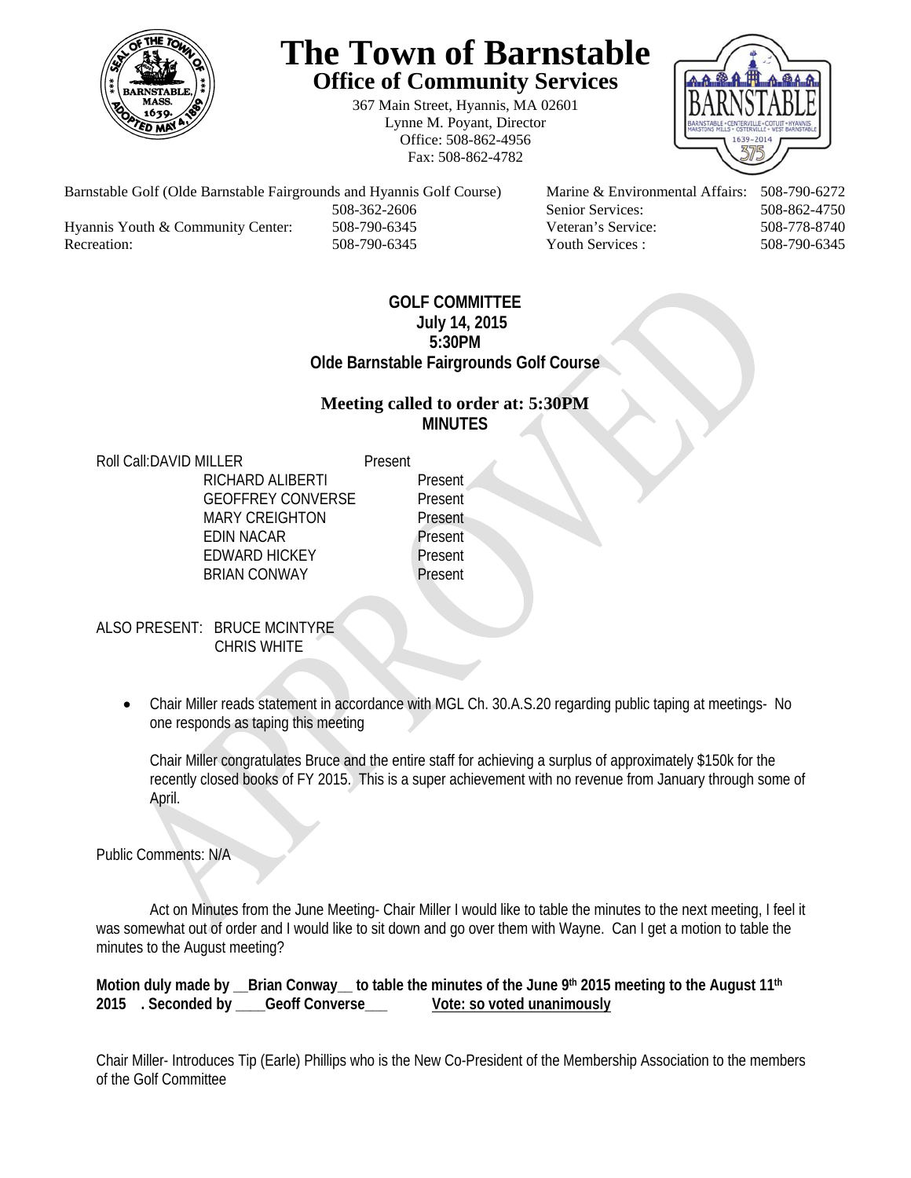# The Town of Barnstable

## Office of Community Services

367 Main Street, Hyannis, MA 02601
Lynne M. Poyant, Director
Office: 508-862-4956
Fax: 508-862-4782

| | | | |
|---|---|---|---|
| Barnstable Golf (Olde Barnstable Fairgrounds and Hyannis Golf Course) | 508-362-2606 | Marine & Environmental Affairs: | 508-790-6272 |
| | | Senior Services: | 508-862-4750 |
| Hyannis Youth & Community Center: | 508-790-6345 | Veteran's Service: | 508-778-8740 |
| Recreation: | 508-790-6345 | Youth Services : | 508-790-6345 |

**GOLF COMMITTEE**
**July 14, 2015**
**5:30PM**
**Olde Barnstable Fairgrounds Golf Course**

**Meeting called to order at: 5:30PM**
**MINUTES**

Roll Call:

| | |
|---|---|
| DAVID MILLER | Present |
| RICHARD ALIBERTI | Present |
| GEOFFREY CONVERSE | Present |
| MARY CREIGHTON | Present |
| EDIN NACAR | Present |
| EDWARD HICKEY | Present |
| BRIAN CONWAY | Present |

ALSO PRESENT: BRUCE MCINTYRE
CHRIS WHITE

- Chair Miller reads statement in accordance with MGL Ch. 30.A.S.20 regarding public taping at meetings- No one responds as taping this meeting

  Chair Miller congratulates Bruce and the entire staff for achieving a surplus of approximately $150k for the recently closed books of FY 2015. This is a super achievement with no revenue from January through some of April.

Public Comments: N/A

Act on Minutes from the June Meeting- Chair Miller I would like to table the minutes to the next meeting, I feel it was somewhat out of order and I would like to sit down and go over them with Wayne. Can I get a motion to table the minutes to the August meeting?

**Motion duly made by __Brian Conway__ to table the minutes of the June 9th 2015 meeting to the August 11th 2015 . Seconded by ____Geoff Converse___ Vote: so voted unanimously**

Chair Miller- Introduces Tip (Earle) Phillips who is the New Co-President of the Membership Association to the members of the Golf Committee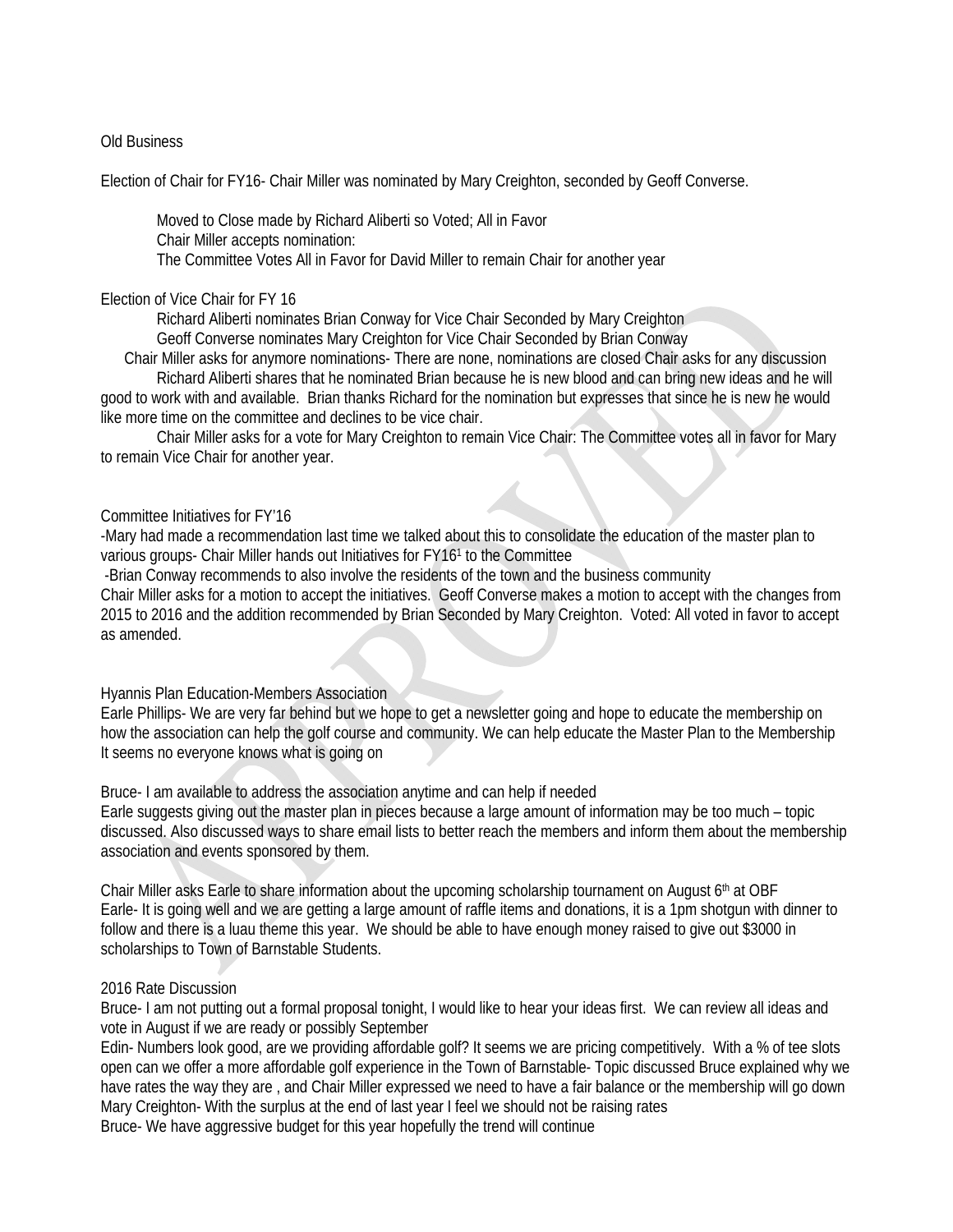Old Business

Election of Chair for FY16- Chair Miller was nominated by Mary Creighton, seconded by Geoff Converse.

Moved to Close made by Richard Aliberti so Voted; All in Favor
Chair Miller accepts nomination:
The Committee Votes All in Favor for David Miller to remain Chair for another year

Election of Vice Chair for FY 16

Richard Aliberti nominates Brian Conway for Vice Chair Seconded by Mary Creighton
Geoff Converse nominates Mary Creighton for Vice Chair Seconded by Brian Conway
Chair Miller asks for anymore nominations- There are none, nominations are closed Chair asks for any discussion
Richard Aliberti shares that he nominated Brian because he is new blood and can bring new ideas and he will good to work with and available. Brian thanks Richard for the nomination but expresses that since he is new he would like more time on the committee and declines to be vice chair.
Chair Miller asks for a vote for Mary Creighton to remain Vice Chair: The Committee votes all in favor for Mary to remain Vice Chair for another year.

Committee Initiatives for FY'16

-Mary had made a recommendation last time we talked about this to consolidate the education of the master plan to various groups- Chair Miller hands out Initiatives for FY16[1] to the Committee
-Brian Conway recommends to also involve the residents of the town and the business community
Chair Miller asks for a motion to accept the initiatives. Geoff Converse makes a motion to accept with the changes from 2015 to 2016 and the addition recommended by Brian Seconded by Mary Creighton. Voted: All voted in favor to accept as amended.

Hyannis Plan Education-Members Association

Earle Phillips- We are very far behind but we hope to get a newsletter going and hope to educate the membership on how the association can help the golf course and community. We can help educate the Master Plan to the Membership It seems no everyone knows what is going on

Bruce- I am available to address the association anytime and can help if needed
Earle suggests giving out the master plan in pieces because a large amount of information may be too much – topic discussed. Also discussed ways to share email lists to better reach the members and inform them about the membership association and events sponsored by them.

Chair Miller asks Earle to share information about the upcoming scholarship tournament on August 6th at OBF
Earle- It is going well and we are getting a large amount of raffle items and donations, it is a 1pm shotgun with dinner to follow and there is a luau theme this year. We should be able to have enough money raised to give out $3000 in scholarships to Town of Barnstable Students.

2016 Rate Discussion

Bruce- I am not putting out a formal proposal tonight, I would like to hear your ideas first. We can review all ideas and vote in August if we are ready or possibly September
Edin- Numbers look good, are we providing affordable golf? It seems we are pricing competitively. With a % of tee slots open can we offer a more affordable golf experience in the Town of Barnstable- Topic discussed Bruce explained why we have rates the way they are , and Chair Miller expressed we need to have a fair balance or the membership will go down
Mary Creighton- With the surplus at the end of last year I feel we should not be raising rates
Bruce- We have aggressive budget for this year hopefully the trend will continue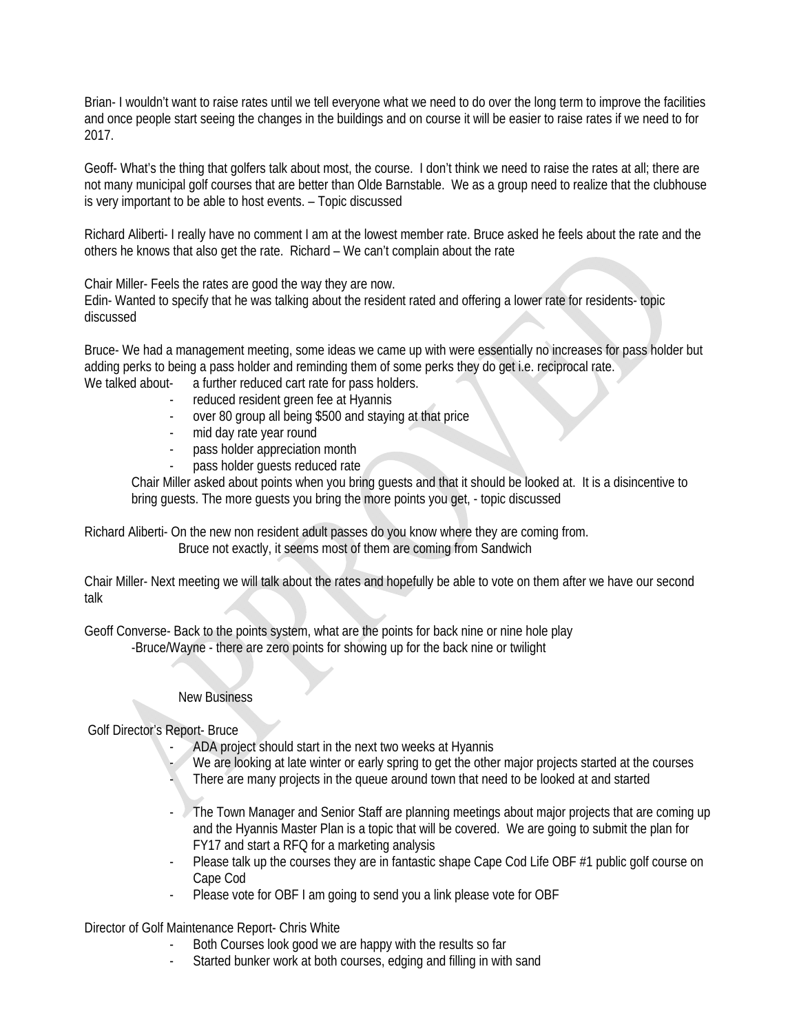Brian- I wouldn't want to raise rates until we tell everyone what we need to do over the long term to improve the facilities and once people start seeing the changes in the buildings and on course it will be easier to raise rates if we need to for 2017.

Geoff- What's the thing that golfers talk about most, the course. I don't think we need to raise the rates at all; there are not many municipal golf courses that are better than Olde Barnstable. We as a group need to realize that the clubhouse is very important to be able to host events. – Topic discussed

Richard Aliberti- I really have no comment I am at the lowest member rate. Bruce asked he feels about the rate and the others he knows that also get the rate. Richard – We can't complain about the rate

Chair Miller- Feels the rates are good the way they are now.
Edin- Wanted to specify that he was talking about the resident rated and offering a lower rate for residents- topic discussed

Bruce- We had a management meeting, some ideas we came up with were essentially no increases for pass holder but adding perks to being a pass holder and reminding them of some perks they do get i.e. reciprocal rate.
We talked about- a further reduced cart rate for pass holders.

- reduced resident green fee at Hyannis
- over 80 group all being $500 and staying at that price
- mid day rate year round
- pass holder appreciation month
- pass holder guests reduced rate

Chair Miller asked about points when you bring guests and that it should be looked at. It is a disincentive to bring guests. The more guests you bring the more points you get, - topic discussed

Richard Aliberti- On the new non resident adult passes do you know where they are coming from.
Bruce not exactly, it seems most of them are coming from Sandwich

Chair Miller- Next meeting we will talk about the rates and hopefully be able to vote on them after we have our second talk

Geoff Converse- Back to the points system, what are the points for back nine or nine hole play
-Bruce/Wayne - there are zero points for showing up for the back nine or twilight

New Business

Golf Director's Report- Bruce

- ADA project should start in the next two weeks at Hyannis
- We are looking at late winter or early spring to get the other major projects started at the courses
- There are many projects in the queue around town that need to be looked at and started
- The Town Manager and Senior Staff are planning meetings about major projects that are coming up and the Hyannis Master Plan is a topic that will be covered. We are going to submit the plan for FY17 and start a RFQ for a marketing analysis
- Please talk up the courses they are in fantastic shape Cape Cod Life OBF #1 public golf course on Cape Cod
- Please vote for OBF I am going to send you a link please vote for OBF

Director of Golf Maintenance Report- Chris White

- Both Courses look good we are happy with the results so far
- Started bunker work at both courses, edging and filling in with sand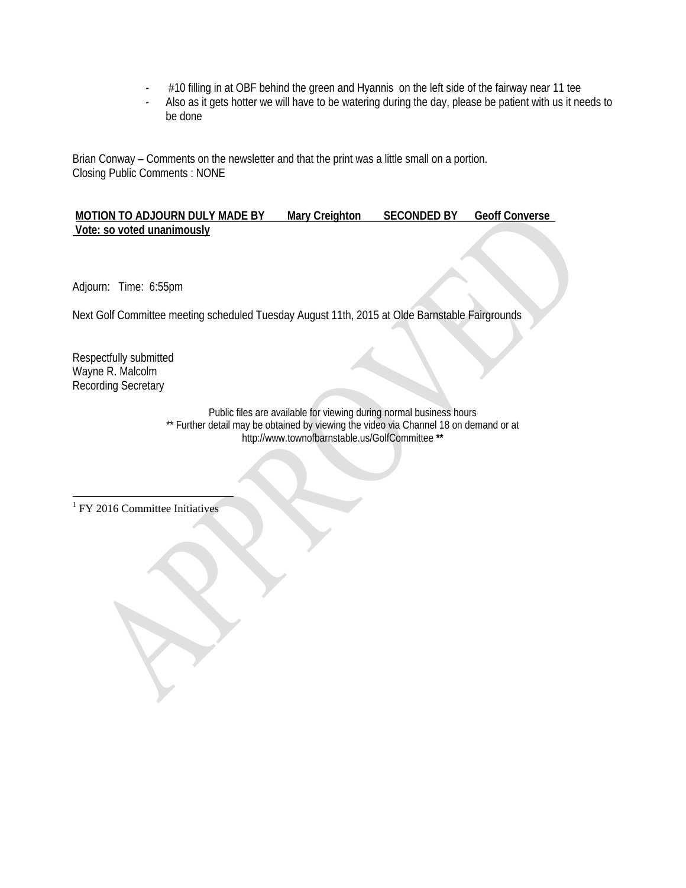- #10 filling in at OBF behind the green and Hyannis on the left side of the fairway near 11 tee
- Also as it gets hotter we will have to be watering during the day, please be patient with us it needs to be done

Brian Conway – Comments on the newsletter and that the print was a little small on a portion.
Closing Public Comments : NONE

**MOTION TO ADJOURN DULY MADE BY Mary Creighton SECONDED BY Geoff Converse**
**Vote: so voted unanimously**

Adjourn: Time: 6:55pm

Next Golf Committee meeting scheduled Tuesday August 11th, 2015 at Olde Barnstable Fairgrounds

Respectfully submitted
Wayne R. Malcolm
Recording Secretary

Public files are available for viewing during normal business hours
** Further detail may be obtained by viewing the video via Channel 18 on demand or at http://www.townofbarnstable.us/GolfCommittee **

[1] FY 2016 Committee Initiatives